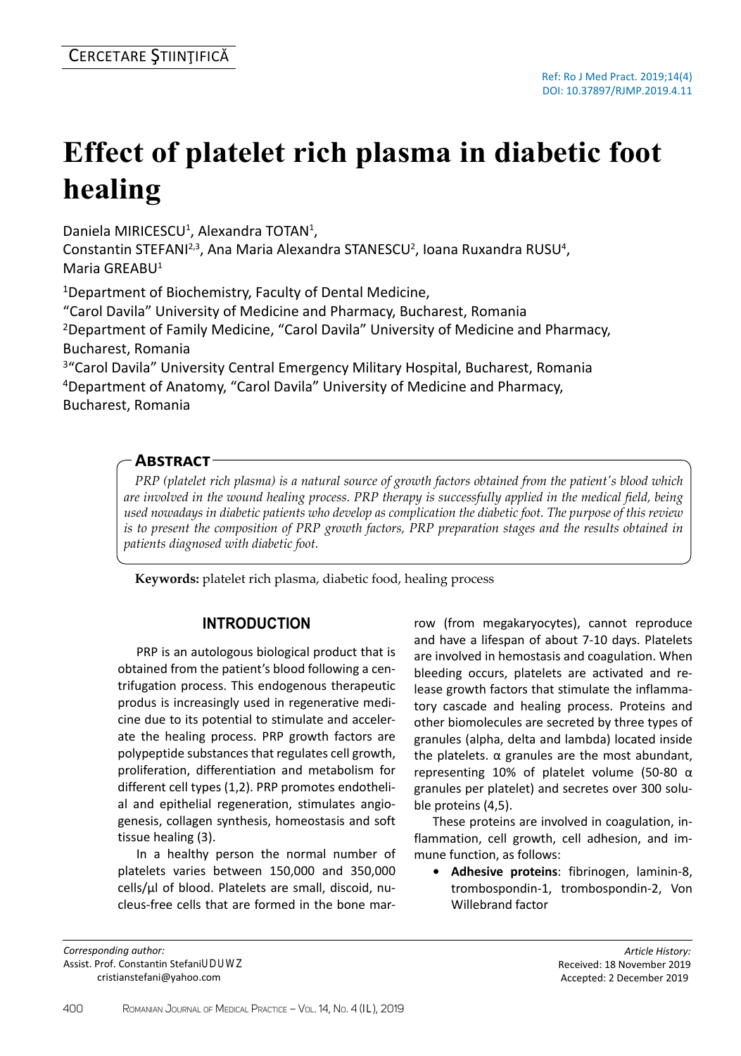CERCETARE ŞTIINŢIFICĂ

Ref: Ro J Med Pract. 2019;14(4)
DOI: 10.37897/RJMP.2019.4.11

# Effect of platelet rich plasma in diabetic foot healing

Daniela MIRICESCU[1], Alexandra TOTAN[1], Constantin STEFANI[2,3], Ana Maria Alexandra STANESCU[2], Ioana Ruxandra RUSU[4], Maria GREABU[1]

[1]Department of Biochemistry, Faculty of Dental Medicine, "Carol Davila" University of Medicine and Pharmacy, Bucharest, Romania
[2]Department of Family Medicine, "Carol Davila" University of Medicine and Pharmacy, Bucharest, Romania
[3]"Carol Davila" University Central Emergency Military Hospital, Bucharest, Romania
[4]Department of Anatomy, "Carol Davila" University of Medicine and Pharmacy, Bucharest, Romania

## Abstract

*PRP (platelet rich plasma) is a natural source of growth factors obtained from the patient's blood which are involved in the wound healing process. PRP therapy is successfully applied in the medical field, being used nowadays in diabetic patients who develop as complication the diabetic foot. The purpose of this review is to present the composition of PRP growth factors, PRP preparation stages and the results obtained in patients diagnosed with diabetic foot.*

**Keywords:** platelet rich plasma, diabetic food, healing process

## INTRODUCTION

PRP is an autologous biological product that is obtained from the patient's blood following a centrifugation process. This endogenous therapeutic produs is increasingly used in regenerative medicine due to its potential to stimulate and accelerate the healing process. PRP growth factors are polypeptide substances that regulates cell growth, proliferation, differentiation and metabolism for different cell types (1,2). PRP promotes endothelial and epithelial regeneration, stimulates angiogenesis, collagen synthesis, homeostasis and soft tissue healing (3).

In a healthy person the normal number of platelets varies between 150,000 and 350,000 cells/µl of blood. Platelets are small, discoid, nucleus-free cells that are formed in the bone marrow (from megakaryocytes), cannot reproduce and have a lifespan of about 7-10 days. Platelets are involved in hemostasis and coagulation. When bleeding occurs, platelets are activated and release growth factors that stimulate the inflammatory cascade and healing process. Proteins and other biomolecules are secreted by three types of granules (alpha, delta and lambda) located inside the platelets. α granules are the most abundant, representing 10% of platelet volume (50-80 α granules per platelet) and secretes over 300 soluble proteins (4,5).

These proteins are involved in coagulation, inflammation, cell growth, cell adhesion, and immune function, as follows:

- **Adhesive proteins**: fibrinogen, laminin-8, trombospondin-1, trombospondin-2, Von Willebrand factor

*Corresponding author:*
Assist. Prof. Constantin StefaniUDUWZ
cristianstefani@yahoo.com

*Article History:*
Received: 18 November 2019
Accepted: 2 December 2019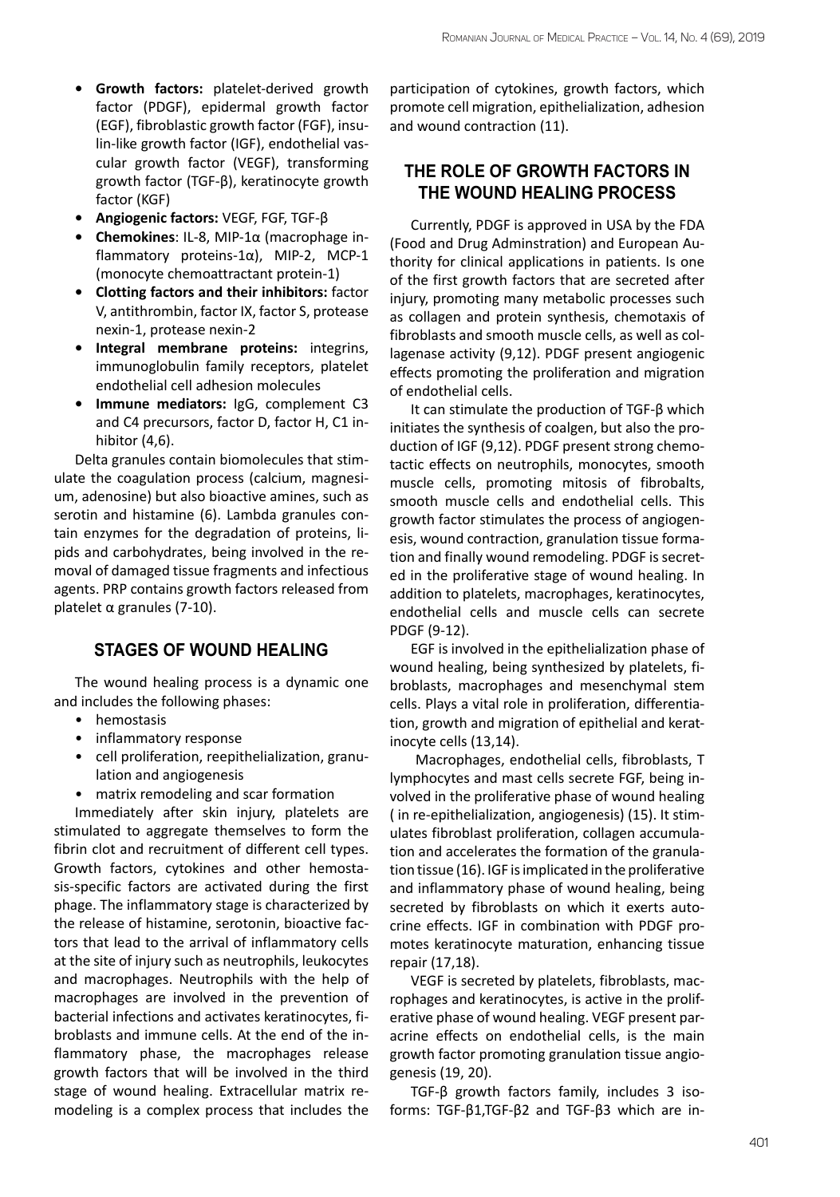- **Growth factors:** platelet-derived growth factor (PDGF), epidermal growth factor (EGF), fibroblastic growth factor (FGF), insulin-like growth factor (IGF), endothelial vascular growth factor (VEGF), transforming growth factor (TGF-β), keratinocyte growth factor (KGF)
- **Angiogenic factors:** VEGF, FGF, TGF-β
- **Chemokines**: IL-8, MIP-1α (macrophage inflammatory proteins-1α), MIP-2, MCP-1 (monocyte chemoattractant protein-1)
- **Clotting factors and their inhibitors:** factor V, antithrombin, factor IX, factor S, protease nexin-1, protease nexin-2
- **Integral membrane proteins:** integrins, immunoglobulin family receptors, platelet endothelial cell adhesion molecules
- **Immune mediators:** IgG, complement C3 and C4 precursors, factor D, factor H, C1 inhibitor (4,6).

Delta granules contain biomolecules that stimulate the coagulation process (calcium, magnesium, adenosine) but also bioactive amines, such as serotin and histamine (6). Lambda granules contain enzymes for the degradation of proteins, lipids and carbohydrates, being involved in the removal of damaged tissue fragments and infectious agents. PRP contains growth factors released from platelet α granules (7-10).

## STAGES OF WOUND HEALING

The wound healing process is a dynamic one and includes the following phases:

- hemostasis
- inflammatory response
- cell proliferation, reepithelialization, granulation and angiogenesis
- matrix remodeling and scar formation

Immediately after skin injury, platelets are stimulated to aggregate themselves to form the fibrin clot and recruitment of different cell types. Growth factors, cytokines and other hemostasis-specific factors are activated during the first phage. The inflammatory stage is characterized by the release of histamine, serotonin, bioactive factors that lead to the arrival of inflammatory cells at the site of injury such as neutrophils, leukocytes and macrophages. Neutrophils with the help of macrophages are involved in the prevention of bacterial infections and activates keratinocytes, fibroblasts and immune cells. At the end of the inflammatory phase, the macrophages release growth factors that will be involved in the third stage of wound healing. Extracellular matrix remodeling is a complex process that includes the participation of cytokines, growth factors, which promote cell migration, epithelialization, adhesion and wound contraction (11).

## THE ROLE OF GROWTH FACTORS IN THE WOUND HEALING PROCESS

Currently, PDGF is approved in USA by the FDA (Food and Drug Adminstration) and European Authority for clinical applications in patients. Is one of the first growth factors that are secreted after injury, promoting many metabolic processes such as collagen and protein synthesis, chemotaxis of fibroblasts and smooth muscle cells, as well as collagenase activity (9,12). PDGF present angiogenic effects promoting the proliferation and migration of endothelial cells.

It can stimulate the production of TGF-β which initiates the synthesis of coalgen, but also the production of IGF (9,12). PDGF present strong chemotactic effects on neutrophils, monocytes, smooth muscle cells, promoting mitosis of fibrobalts, smooth muscle cells and endothelial cells. This growth factor stimulates the process of angiogenesis, wound contraction, granulation tissue formation and finally wound remodeling. PDGF is secreted in the proliferative stage of wound healing. In addition to platelets, macrophages, keratinocytes, endothelial cells and muscle cells can secrete PDGF (9-12).

EGF is involved in the epithelialization phase of wound healing, being synthesized by platelets, fibroblasts, macrophages and mesenchymal stem cells. Plays a vital role in proliferation, differentiation, growth and migration of epithelial and keratinocyte cells (13,14).

Macrophages, endothelial cells, fibroblasts, T lymphocytes and mast cells secrete FGF, being involved in the proliferative phase of wound healing ( in re-epithelialization, angiogenesis) (15). It stimulates fibroblast proliferation, collagen accumulation and accelerates the formation of the granulation tissue (16). IGF is implicated in the proliferative and inflammatory phase of wound healing, being secreted by fibroblasts on which it exerts autocrine effects. IGF in combination with PDGF promotes keratinocyte maturation, enhancing tissue repair (17,18).

VEGF is secreted by platelets, fibroblasts, macrophages and keratinocytes, is active in the proliferative phase of wound healing. VEGF present paracrine effects on endothelial cells, is the main growth factor promoting granulation tissue angiogenesis (19, 20).

TGF-β growth factors family, includes 3 isoforms: TGF-β1,TGF-β2 and TGF-β3 which are in-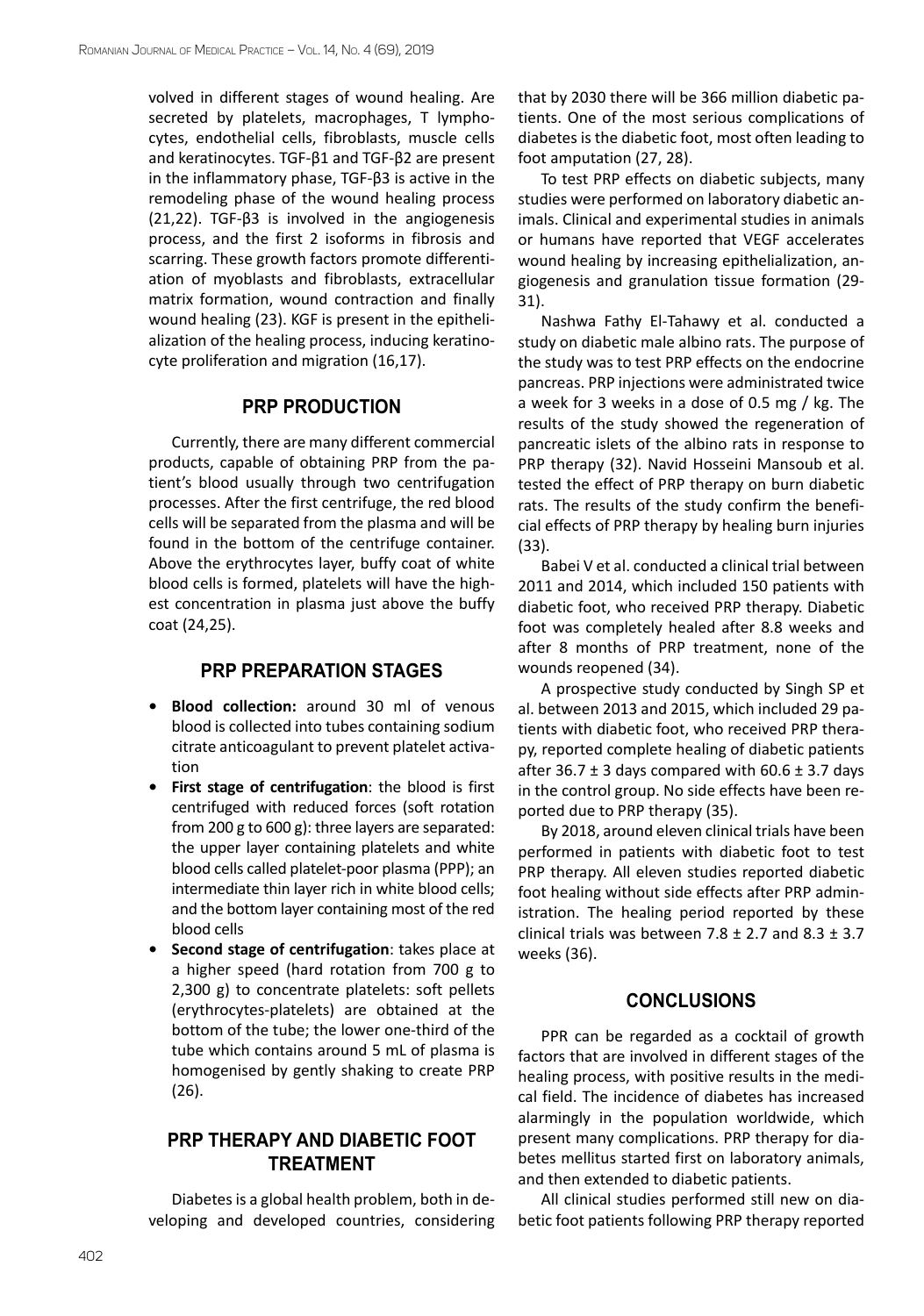volved in different stages of wound healing. Are secreted by platelets, macrophages, T lymphocytes, endothelial cells, fibroblasts, muscle cells and keratinocytes. TGF-β1 and TGF-β2 are present in the inflammatory phase, TGF-β3 is active in the remodeling phase of the wound healing process (21,22). TGF-β3 is involved in the angiogenesis process, and the first 2 isoforms in fibrosis and scarring. These growth factors promote differentiation of myoblasts and fibroblasts, extracellular matrix formation, wound contraction and finally wound healing (23). KGF is present in the epithelialization of the healing process, inducing keratinocyte proliferation and migration (16,17).

## PRP PRODUCTION

Currently, there are many different commercial products, capable of obtaining PRP from the patient's blood usually through two centrifugation processes. After the first centrifuge, the red blood cells will be separated from the plasma and will be found in the bottom of the centrifuge container. Above the erythrocytes layer, buffy coat of white blood cells is formed, platelets will have the highest concentration in plasma just above the buffy coat (24,25).

## PRP PREPARATION STAGES

- **Blood collection:** around 30 ml of venous blood is collected into tubes containing sodium citrate anticoagulant to prevent platelet activation
- **First stage of centrifugation**: the blood is first centrifuged with reduced forces (soft rotation from 200 g to 600 g): three layers are separated: the upper layer containing platelets and white blood cells called platelet-poor plasma (PPP); an intermediate thin layer rich in white blood cells; and the bottom layer containing most of the red blood cells
- **Second stage of centrifugation**: takes place at a higher speed (hard rotation from 700 g to 2,300 g) to concentrate platelets: soft pellets (erythrocytes-platelets) are obtained at the bottom of the tube; the lower one-third of the tube which contains around 5 mL of plasma is homogenised by gently shaking to create PRP (26).

## PRP THERAPY AND DIABETIC FOOT TREATMENT

Diabetes is a global health problem, both in developing and developed countries, considering that by 2030 there will be 366 million diabetic patients. One of the most serious complications of diabetes is the diabetic foot, most often leading to foot amputation (27, 28).

To test PRP effects on diabetic subjects, many studies were performed on laboratory diabetic animals. Clinical and experimental studies in animals or humans have reported that VEGF accelerates wound healing by increasing epithelialization, angiogenesis and granulation tissue formation (29-31).

Nashwa Fathy El-Tahawy et al. conducted a study on diabetic male albino rats. The purpose of the study was to test PRP effects on the endocrine pancreas. PRP injections were administrated twice a week for 3 weeks in a dose of 0.5 mg / kg. The results of the study showed the regeneration of pancreatic islets of the albino rats in response to PRP therapy (32). Navid Hosseini Mansoub et al. tested the effect of PRP therapy on burn diabetic rats. The results of the study confirm the beneficial effects of PRP therapy by healing burn injuries (33).

Babei V et al. conducted a clinical trial between 2011 and 2014, which included 150 patients with diabetic foot, who received PRP therapy. Diabetic foot was completely healed after 8.8 weeks and after 8 months of PRP treatment, none of the wounds reopened (34).

A prospective study conducted by Singh SP et al. between 2013 and 2015, which included 29 patients with diabetic foot, who received PRP therapy, reported complete healing of diabetic patients after $36.7 \pm 3$ days compared with $60.6 \pm 3.7$ days in the control group. No side effects have been reported due to PRP therapy (35).

By 2018, around eleven clinical trials have been performed in patients with diabetic foot to test PRP therapy. All eleven studies reported diabetic foot healing without side effects after PRP administration. The healing period reported by these clinical trials was between $7.8 \pm 2.7$ and $8.3 \pm 3.7$ weeks (36).

## CONCLUSIONS

PPR can be regarded as a cocktail of growth factors that are involved in different stages of the healing process, with positive results in the medical field. The incidence of diabetes has increased alarmingly in the population worldwide, which present many complications. PRP therapy for diabetes mellitus started first on laboratory animals, and then extended to diabetic patients.

All clinical studies performed still new on diabetic foot patients following PRP therapy reported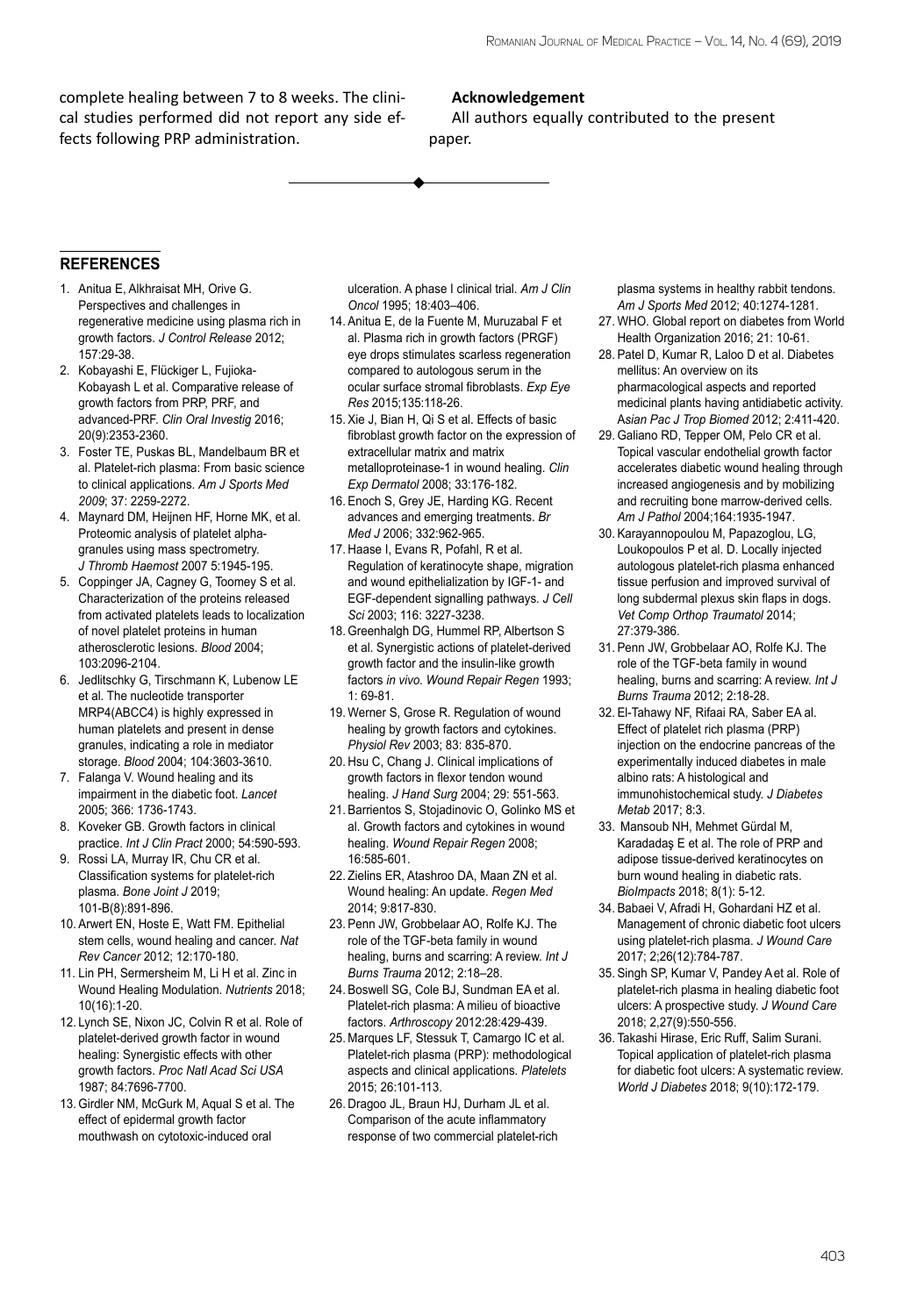complete healing between 7 to 8 weeks. The clinical studies performed did not report any side effects following PRP administration.

**Acknowledgement**

All authors equally contributed to the present paper.

## REFERENCES

1. Anitua E, Alkhraisat MH, Orive G. Perspectives and challenges in regenerative medicine using plasma rich in growth factors. *J Control Release* 2012; 157:29-38.
2. Kobayashi E, Flückiger L, Fujioka-Kobayash L et al. Comparative release of growth factors from PRP, PRF, and advanced-PRF. *Clin Oral Investig* 2016; 20(9):2353-2360.
3. Foster TE, Puskas BL, Mandelbaum BR et al. Platelet-rich plasma: From basic science to clinical applications. *Am J Sports Med 2009*; 37: 2259-2272.
4. Maynard DM, Heijnen HF, Horne MK, et al. Proteomic analysis of platelet alpha-granules using mass spectrometry. *J Thromb Haemost* 2007 5:1945-195.
5. Coppinger JA, Cagney G, Toomey S et al. Characterization of the proteins released from activated platelets leads to localization of novel platelet proteins in human atherosclerotic lesions. *Blood* 2004; 103:2096-2104.
6. Jedlitschky G, Tirschmann K, Lubenow LE et al. The nucleotide transporter MRP4(ABCC4) is highly expressed in human platelets and present in dense granules, indicating a role in mediator storage. *Blood* 2004; 104:3603-3610.
7. Falanga V. Wound healing and its impairment in the diabetic foot. *Lancet* 2005; 366: 1736-1743.
8. Koveker GB. Growth factors in clinical practice. *Int J Clin Pract* 2000; 54:590-593.
9. Rossi LA, Murray IR, Chu CR et al. Classification systems for platelet-rich plasma. *Bone Joint J* 2019; 101-B(8):891-896.
10. Arwert EN, Hoste E, Watt FM. Epithelial stem cells, wound healing and cancer. *Nat Rev Cancer* 2012; 12:170-180.
11. Lin PH, Sermersheim M, Li H et al. Zinc in Wound Healing Modulation. *Nutrients* 2018; 10(16):1-20.
12. Lynch SE, Nixon JC, Colvin R et al. Role of platelet-derived growth factor in wound healing: Synergistic effects with other growth factors. *Proc Natl Acad Sci USA* 1987; 84:7696-7700.
13. Girdler NM, McGurk M, Aqual S et al. The effect of epidermal growth factor mouthwash on cytotoxic-induced oral ulceration. A phase I clinical trial. *Am J Clin Oncol* 1995; 18:403–406.
14. Anitua E, de la Fuente M, Muruzabal F et al. Plasma rich in growth factors (PRGF) eye drops stimulates scarless regeneration compared to autologous serum in the ocular surface stromal fibroblasts. *Exp Eye Res* 2015;135:118-26.
15. Xie J, Bian H, Qi S et al. Effects of basic fibroblast growth factor on the expression of extracellular matrix and matrix metalloproteinase-1 in wound healing. *Clin Exp Dermatol* 2008; 33:176-182.
16. Enoch S, Grey JE, Harding KG. Recent advances and emerging treatments. *Br Med J* 2006; 332:962-965.
17. Haase I, Evans R, Pofahl, R et al. Regulation of keratinocyte shape, migration and wound epithelialization by IGF-1- and EGF-dependent signalling pathways. *J Cell Sci* 2003; 116: 3227-3238.
18. Greenhalgh DG, Hummel RP, Albertson S et al. Synergistic actions of platelet-derived growth factor and the insulin-like growth factors *in vivo. Wound Repair Regen* 1993; 1: 69-81.
19. Werner S, Grose R. Regulation of wound healing by growth factors and cytokines. *Physiol Rev* 2003; 83: 835-870.
20. Hsu C, Chang J. Clinical implications of growth factors in flexor tendon wound healing. *J Hand Surg* 2004; 29: 551-563.
21. Barrientos S, Stojadinovic O, Golinko MS et al. Growth factors and cytokines in wound healing. *Wound Repair Regen* 2008; 16:585-601.
22. Zielins ER, Atashroo DA, Maan ZN et al. Wound healing: An update. *Regen Med* 2014; 9:817-830.
23. Penn JW, Grobbelaar AO, Rolfe KJ. The role of the TGF-beta family in wound healing, burns and scarring: A review. *Int J Burns Trauma* 2012; 2:18–28.
24. Boswell SG, Cole BJ, Sundman EA et al. Platelet-rich plasma: A milieu of bioactive factors. *Arthroscopy* 2012:28:429-439.
25. Marques LF, Stessuk T, Camargo IC et al. Platelet-rich plasma (PRP): methodological aspects and clinical applications. *Platelets* 2015; 26:101-113.
26. Dragoo JL, Braun HJ, Durham JL et al. Comparison of the acute inflammatory response of two commercial platelet-rich plasma systems in healthy rabbit tendons. *Am J Sports Med* 2012; 40:1274-1281.
27. WHO. Global report on diabetes from World Health Organization 2016; 21: 10-61.
28. Patel D, Kumar R, Laloo D et al. Diabetes mellitus: An overview on its pharmacological aspects and reported medicinal plants having antidiabetic activity. *Asian Pac J Trop Biomed* 2012; 2:411-420.
29. Galiano RD, Tepper OM, Pelo CR et al. Topical vascular endothelial growth factor accelerates diabetic wound healing through increased angiogenesis and by mobilizing and recruiting bone marrow-derived cells. *Am J Pathol* 2004;164:1935-1947.
30. Karayannopoulou M, Papazoglou, LG, Loukopoulos P et al. D. Locally injected autologous platelet-rich plasma enhanced tissue perfusion and improved survival of long subdermal plexus skin flaps in dogs. *Vet Comp Orthop Traumatol* 2014; 27:379-386.
31. Penn JW, Grobbelaar AO, Rolfe KJ. The role of the TGF-beta family in wound healing, burns and scarring: A review. *Int J Burns Trauma* 2012; 2:18-28.
32. El-Tahawy NF, Rifaai RA, Saber EA al. Effect of platelet rich plasma (PRP) injection on the endocrine pancreas of the experimentally induced diabetes in male albino rats: A histological and immunohistochemical study. *J Diabetes Metab* 2017; 8:3.
33. Mansoub NH, Mehmet Gürdal M, Karadadaş E et al. The role of PRP and adipose tissue-derived keratinocytes on burn wound healing in diabetic rats. *BioImpacts* 2018; 8(1): 5-12.
34. Babaei V, Afradi H, Gohardani HZ et al. Management of chronic diabetic foot ulcers using platelet-rich plasma. *J Wound Care* 2017; 2;26(12):784-787.
35. Singh SP, Kumar V, Pandey A et al. Role of platelet-rich plasma in healing diabetic foot ulcers: A prospective study. *J Wound Care* 2018; 2,27(9):550-556.
36. Takashi Hirase, Eric Ruff, Salim Surani. Topical application of platelet-rich plasma for diabetic foot ulcers: A systematic review. *World J Diabetes* 2018; 9(10):172-179.